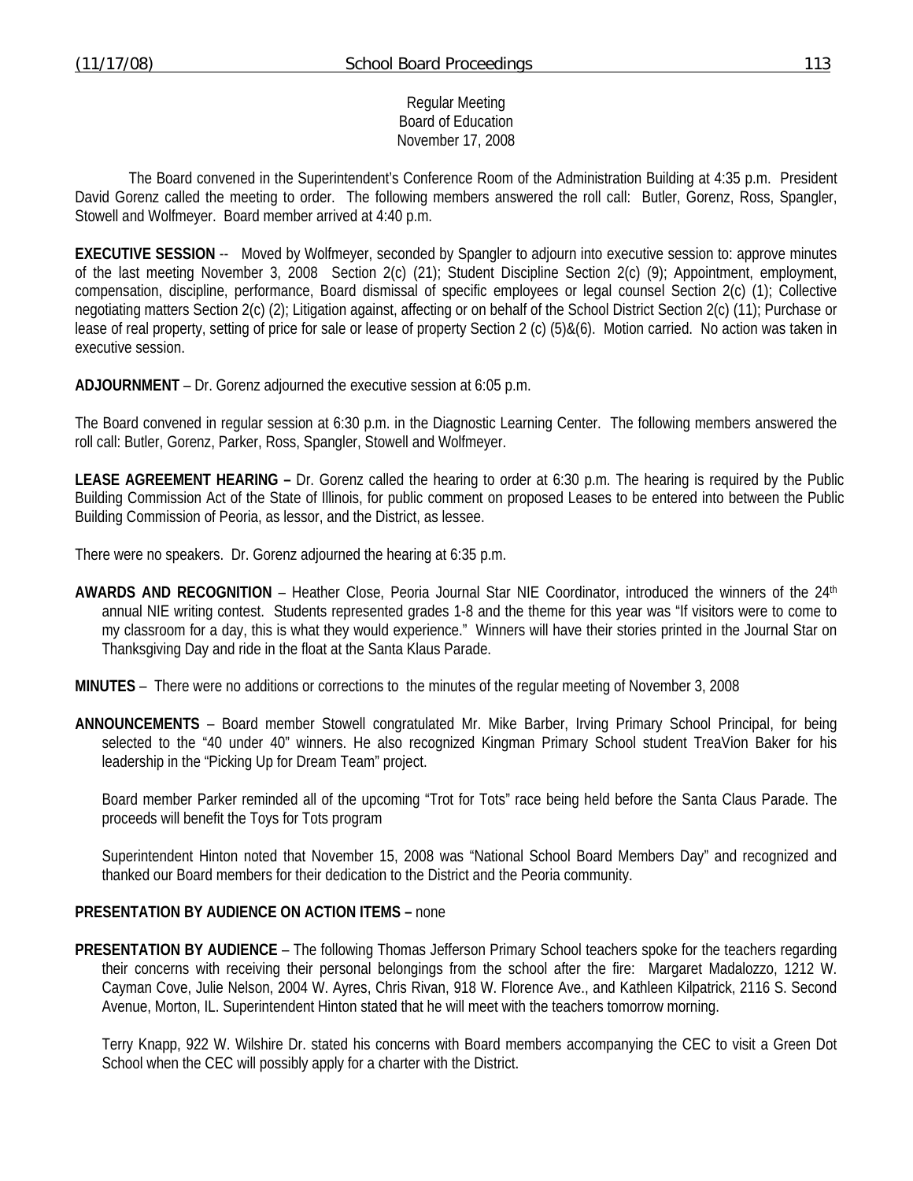Regular Meeting
Board of Education
November 17, 2008

The Board convened in the Superintendent's Conference Room of the Administration Building at 4:35 p.m. President David Gorenz called the meeting to order. The following members answered the roll call: Butler, Gorenz, Ross, Spangler, Stowell and Wolfmeyer. Board member arrived at 4:40 p.m.

**EXECUTIVE SESSION** -- Moved by Wolfmeyer, seconded by Spangler to adjourn into executive session to: approve minutes of the last meeting November 3, 2008 Section 2(c) (21); Student Discipline Section 2(c) (9); Appointment, employment, compensation, discipline, performance, Board dismissal of specific employees or legal counsel Section 2(c) (1); Collective negotiating matters Section 2(c) (2); Litigation against, affecting or on behalf of the School District Section 2(c) (11); Purchase or lease of real property, setting of price for sale or lease of property Section 2 (c) (5)&(6). Motion carried. No action was taken in executive session.

**ADJOURNMENT** – Dr. Gorenz adjourned the executive session at 6:05 p.m.

The Board convened in regular session at 6:30 p.m. in the Diagnostic Learning Center. The following members answered the roll call: Butler, Gorenz, Parker, Ross, Spangler, Stowell and Wolfmeyer.

**LEASE AGREEMENT HEARING –** Dr. Gorenz called the hearing to order at 6:30 p.m. The hearing is required by the Public Building Commission Act of the State of Illinois, for public comment on proposed Leases to be entered into between the Public Building Commission of Peoria, as lessor, and the District, as lessee.

There were no speakers. Dr. Gorenz adjourned the hearing at 6:35 p.m.

**AWARDS AND RECOGNITION** – Heather Close, Peoria Journal Star NIE Coordinator, introduced the winners of the 24th annual NIE writing contest. Students represented grades 1-8 and the theme for this year was "If visitors were to come to my classroom for a day, this is what they would experience." Winners will have their stories printed in the Journal Star on Thanksgiving Day and ride in the float at the Santa Klaus Parade.

**MINUTES** – There were no additions or corrections to the minutes of the regular meeting of November 3, 2008

**ANNOUNCEMENTS** – Board member Stowell congratulated Mr. Mike Barber, Irving Primary School Principal, for being selected to the "40 under 40" winners. He also recognized Kingman Primary School student TreaVion Baker for his leadership in the "Picking Up for Dream Team" project.

Board member Parker reminded all of the upcoming "Trot for Tots" race being held before the Santa Claus Parade. The proceeds will benefit the Toys for Tots program

Superintendent Hinton noted that November 15, 2008 was "National School Board Members Day" and recognized and thanked our Board members for their dedication to the District and the Peoria community.

**PRESENTATION BY AUDIENCE ON ACTION ITEMS –** none

**PRESENTATION BY AUDIENCE** – The following Thomas Jefferson Primary School teachers spoke for the teachers regarding their concerns with receiving their personal belongings from the school after the fire: Margaret Madalozzo, 1212 W. Cayman Cove, Julie Nelson, 2004 W. Ayres, Chris Rivan, 918 W. Florence Ave., and Kathleen Kilpatrick, 2116 S. Second Avenue, Morton, IL. Superintendent Hinton stated that he will meet with the teachers tomorrow morning.

Terry Knapp, 922 W. Wilshire Dr. stated his concerns with Board members accompanying the CEC to visit a Green Dot School when the CEC will possibly apply for a charter with the District.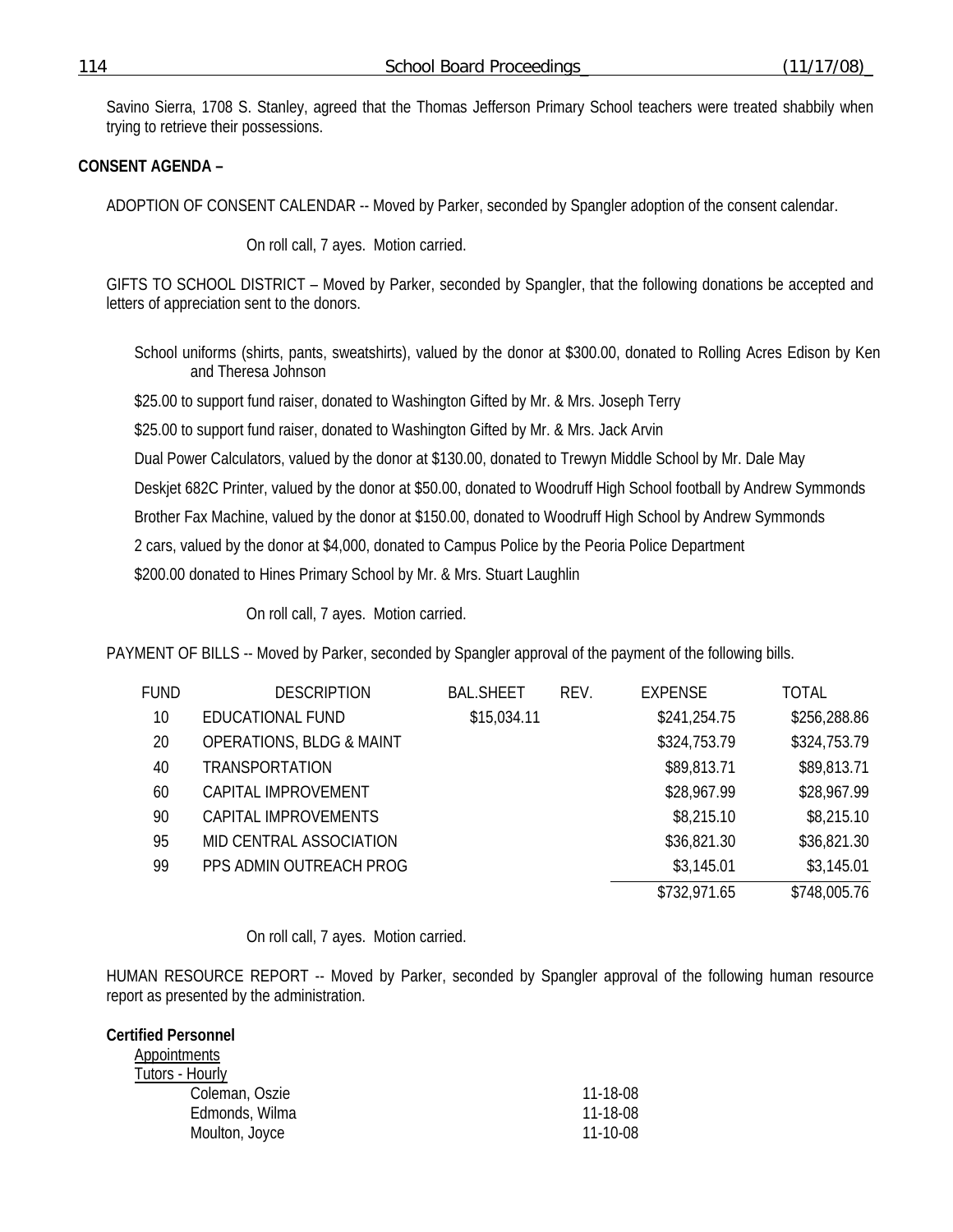Savino Sierra, 1708 S. Stanley, agreed that the Thomas Jefferson Primary School teachers were treated shabbily when trying to retrieve their possessions.

**CONSENT AGENDA –**

ADOPTION OF CONSENT CALENDAR -- Moved by Parker, seconded by Spangler adoption of the consent calendar.

On roll call, 7 ayes. Motion carried.

GIFTS TO SCHOOL DISTRICT – Moved by Parker, seconded by Spangler, that the following donations be accepted and letters of appreciation sent to the donors.

School uniforms (shirts, pants, sweatshirts), valued by the donor at $300.00, donated to Rolling Acres Edison by Ken and Theresa Johnson

$25.00 to support fund raiser, donated to Washington Gifted by Mr. & Mrs. Joseph Terry

$25.00 to support fund raiser, donated to Washington Gifted by Mr. & Mrs. Jack Arvin

Dual Power Calculators, valued by the donor at $130.00, donated to Trewyn Middle School by Mr. Dale May

Deskjet 682C Printer, valued by the donor at $50.00, donated to Woodruff High School football by Andrew Symmonds

Brother Fax Machine, valued by the donor at $150.00, donated to Woodruff High School by Andrew Symmonds

2 cars, valued by the donor at $4,000, donated to Campus Police by the Peoria Police Department

$200.00 donated to Hines Primary School by Mr. & Mrs. Stuart Laughlin

On roll call, 7 ayes. Motion carried.

PAYMENT OF BILLS -- Moved by Parker, seconded by Spangler approval of the payment of the following bills.

| FUND | DESCRIPTION | BAL.SHEET | REV. | EXPENSE | TOTAL |
|---|---|---|---|---|---|
| 10 | EDUCATIONAL FUND | $15,034.11 | | $241,254.75 | $256,288.86 |
| 20 | OPERATIONS, BLDG & MAINT | | | $324,753.79 | $324,753.79 |
| 40 | TRANSPORTATION | | | $89,813.71 | $89,813.71 |
| 60 | CAPITAL IMPROVEMENT | | | $28,967.99 | $28,967.99 |
| 90 | CAPITAL IMPROVEMENTS | | | $8,215.10 | $8,215.10 |
| 95 | MID CENTRAL ASSOCIATION | | | $36,821.30 | $36,821.30 |
| 99 | PPS ADMIN OUTREACH PROG | | | $3,145.01 | $3,145.01 |
| | | | | $732,971.65 | $748,005.76 |

On roll call, 7 ayes. Motion carried.

HUMAN RESOURCE REPORT -- Moved by Parker, seconded by Spangler approval of the following human resource report as presented by the administration.

**Certified Personnel**

Appointments

Tutors - Hourly

| | |
|---|---|
| Coleman, Oszie | 11-18-08 |
| Edmonds, Wilma | 11-18-08 |
| Moulton, Joyce | 11-10-08 |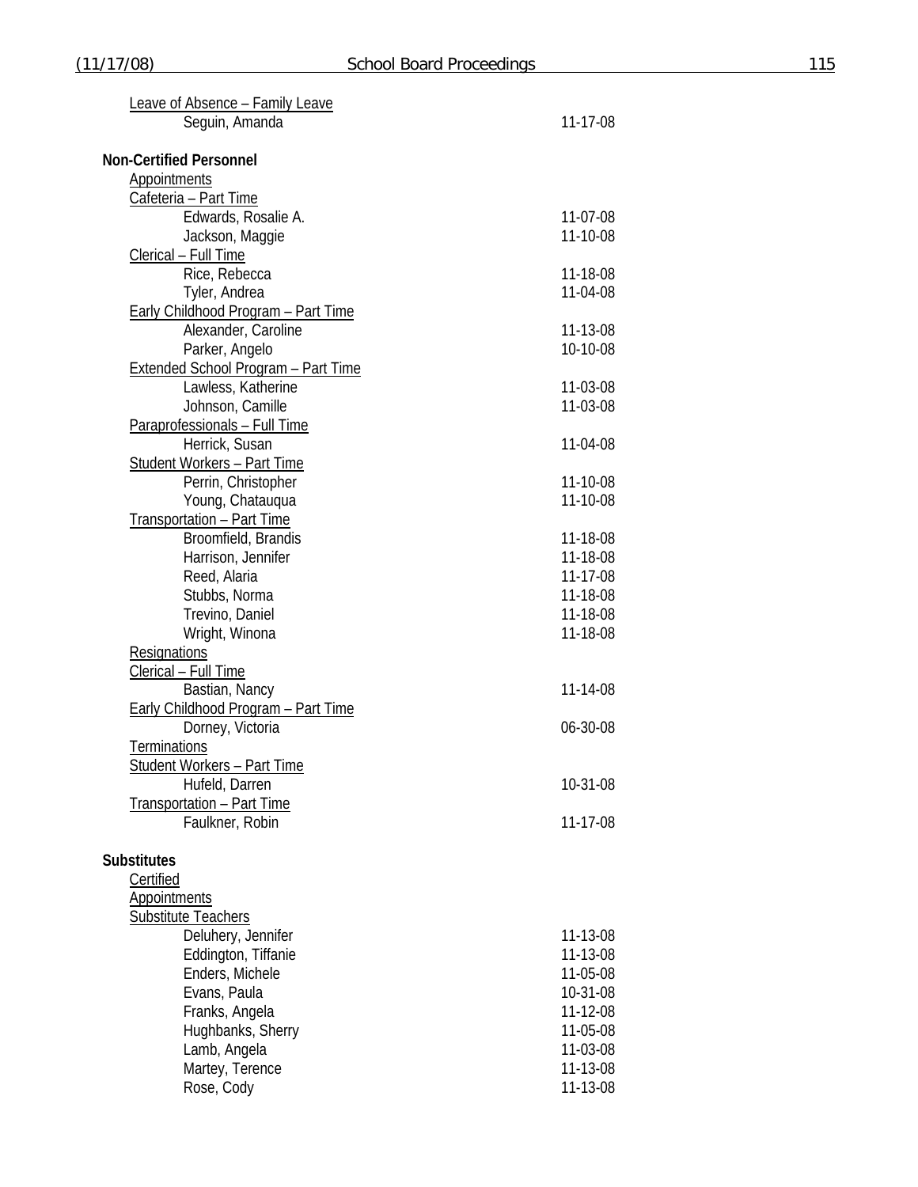Leave of Absence – Family Leave

| | |
|---|---|
| Seguin, Amanda | 11-17-08 |

**Non-Certified Personnel**

Appointments

Cafeteria – Part Time

| | |
|---|---|
| Edwards, Rosalie A. | 11-07-08 |
| Jackson, Maggie | 11-10-08 |

Clerical – Full Time

| | |
|---|---|
| Rice, Rebecca | 11-18-08 |
| Tyler, Andrea | 11-04-08 |

Early Childhood Program – Part Time

| | |
|---|---|
| Alexander, Caroline | 11-13-08 |
| Parker, Angelo | 10-10-08 |

Extended School Program – Part Time

| | |
|---|---|
| Lawless, Katherine | 11-03-08 |
| Johnson, Camille | 11-03-08 |

Paraprofessionals – Full Time

| | |
|---|---|
| Herrick, Susan | 11-04-08 |

Student Workers – Part Time

| | |
|---|---|
| Perrin, Christopher | 11-10-08 |
| Young, Chatauqua | 11-10-08 |

Transportation – Part Time

| | |
|---|---|
| Broomfield, Brandis | 11-18-08 |
| Harrison, Jennifer | 11-18-08 |
| Reed, Alaria | 11-17-08 |
| Stubbs, Norma | 11-18-08 |
| Trevino, Daniel | 11-18-08 |
| Wright, Winona | 11-18-08 |

Resignations

Clerical – Full Time

| | |
|---|---|
| Bastian, Nancy | 11-14-08 |

Early Childhood Program – Part Time

| | |
|---|---|
| Dorney, Victoria | 06-30-08 |

Terminations

Student Workers – Part Time

| | |
|---|---|
| Hufeld, Darren | 10-31-08 |

Transportation – Part Time

| | |
|---|---|
| Faulkner, Robin | 11-17-08 |

**Substitutes**

Certified

Appointments

Substitute Teachers

| | |
|---|---|
| Deluhery, Jennifer | 11-13-08 |
| Eddington, Tiffanie | 11-13-08 |
| Enders, Michele | 11-05-08 |
| Evans, Paula | 10-31-08 |
| Franks, Angela | 11-12-08 |
| Hughbanks, Sherry | 11-05-08 |
| Lamb, Angela | 11-03-08 |
| Martey, Terence | 11-13-08 |
| Rose, Cody | 11-13-08 |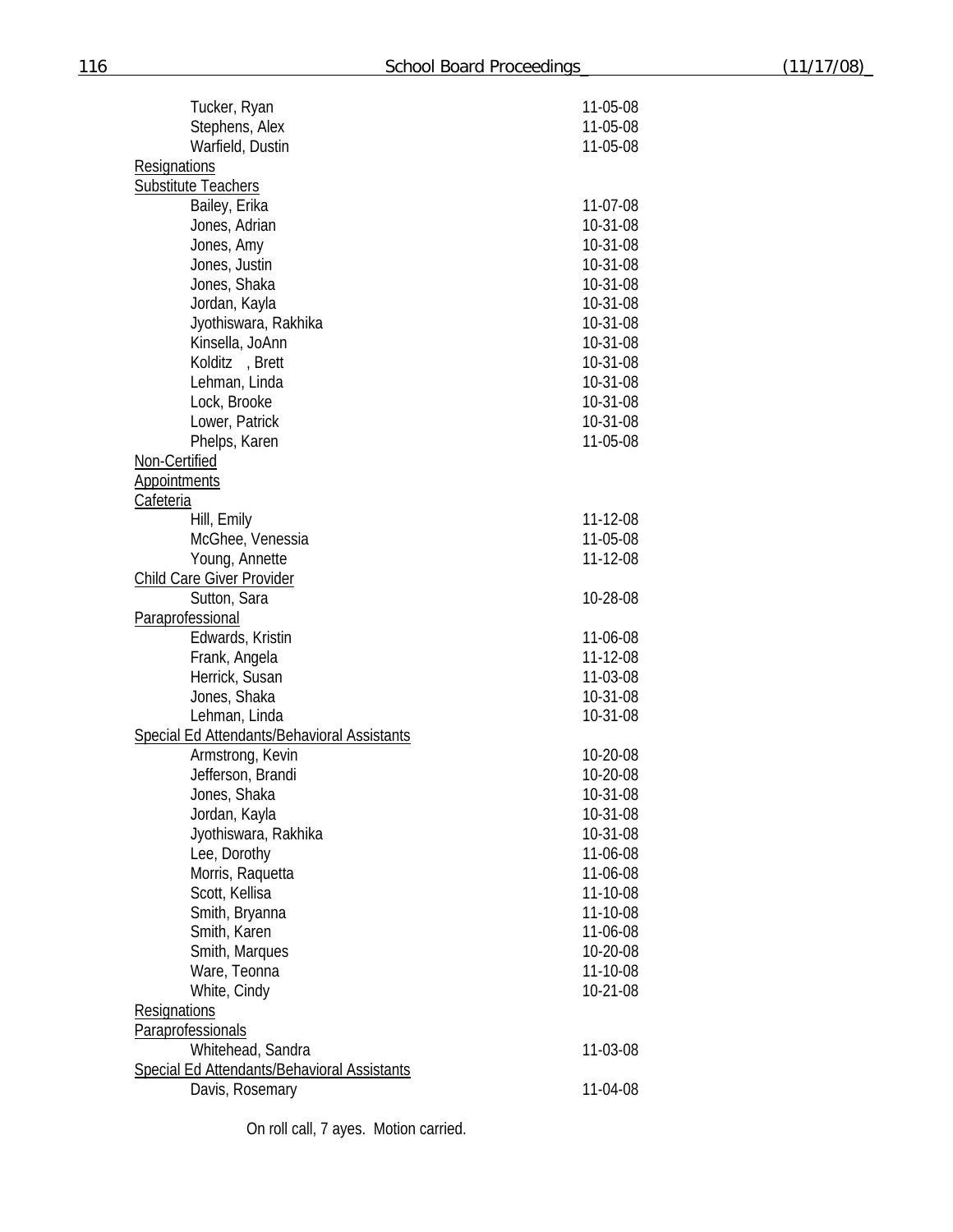| | |
|---|---|
| Tucker, Ryan | 11-05-08 |
| Stephens, Alex | 11-05-08 |
| Warfield, Dustin | 11-05-08 |

<u>Resignations</u>

<u>Substitute Teachers</u>

| | |
|---|---|
| Bailey, Erika | 11-07-08 |
| Jones, Adrian | 10-31-08 |
| Jones, Amy | 10-31-08 |
| Jones, Justin | 10-31-08 |
| Jones, Shaka | 10-31-08 |
| Jordan, Kayla | 10-31-08 |
| Jyothiswara, Rakhika | 10-31-08 |
| Kinsella, JoAnn | 10-31-08 |
| Kolditz , Brett | 10-31-08 |
| Lehman, Linda | 10-31-08 |
| Lock, Brooke | 10-31-08 |
| Lower, Patrick | 10-31-08 |
| Phelps, Karen | 11-05-08 |

<u>Non-Certified</u>

<u>Appointments</u>

<u>Cafeteria</u>

| | |
|---|---|
| Hill, Emily | 11-12-08 |
| McGhee, Venessia | 11-05-08 |
| Young, Annette | 11-12-08 |

<u>Child Care Giver Provider</u>

| | |
|---|---|
| Sutton, Sara | 10-28-08 |

<u>Paraprofessional</u>

| | |
|---|---|
| Edwards, Kristin | 11-06-08 |
| Frank, Angela | 11-12-08 |
| Herrick, Susan | 11-03-08 |
| Jones, Shaka | 10-31-08 |
| Lehman, Linda | 10-31-08 |

<u>Special Ed Attendants/Behavioral Assistants</u>

| | |
|---|---|
| Armstrong, Kevin | 10-20-08 |
| Jefferson, Brandi | 10-20-08 |
| Jones, Shaka | 10-31-08 |
| Jordan, Kayla | 10-31-08 |
| Jyothiswara, Rakhika | 10-31-08 |
| Lee, Dorothy | 11-06-08 |
| Morris, Raquetta | 11-06-08 |
| Scott, Kellisa | 11-10-08 |
| Smith, Bryanna | 11-10-08 |
| Smith, Karen | 11-06-08 |
| Smith, Marques | 10-20-08 |
| Ware, Teonna | 11-10-08 |
| White, Cindy | 10-21-08 |

<u>Resignations</u>

<u>Paraprofessionals</u>

| | |
|---|---|
| Whitehead, Sandra | 11-03-08 |

<u>Special Ed Attendants/Behavioral Assistants</u>

| | |
|---|---|
| Davis, Rosemary | 11-04-08 |

On roll call, 7 ayes. Motion carried.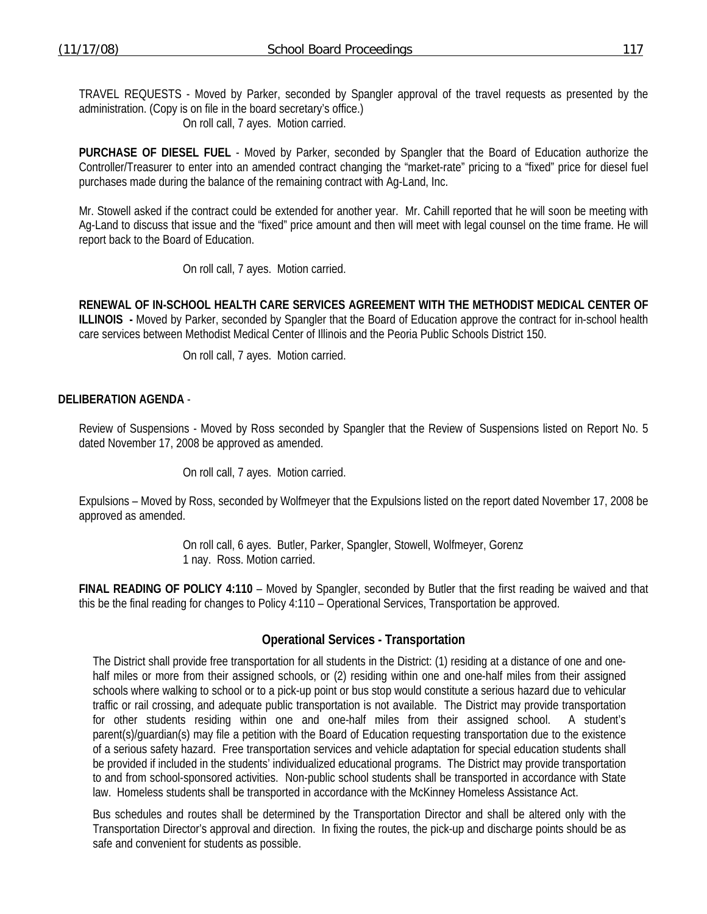TRAVEL REQUESTS - Moved by Parker, seconded by Spangler approval of the travel requests as presented by the administration. (Copy is on file in the board secretary's office.)

On roll call, 7 ayes. Motion carried.

**PURCHASE OF DIESEL FUEL** - Moved by Parker, seconded by Spangler that the Board of Education authorize the Controller/Treasurer to enter into an amended contract changing the "market-rate" pricing to a "fixed" price for diesel fuel purchases made during the balance of the remaining contract with Ag-Land, Inc.

Mr. Stowell asked if the contract could be extended for another year. Mr. Cahill reported that he will soon be meeting with Ag-Land to discuss that issue and the "fixed" price amount and then will meet with legal counsel on the time frame. He will report back to the Board of Education.

On roll call, 7 ayes. Motion carried.

**RENEWAL OF IN-SCHOOL HEALTH CARE SERVICES AGREEMENT WITH THE METHODIST MEDICAL CENTER OF ILLINOIS -** Moved by Parker, seconded by Spangler that the Board of Education approve the contract for in-school health care services between Methodist Medical Center of Illinois and the Peoria Public Schools District 150.

On roll call, 7 ayes. Motion carried.

**DELIBERATION AGENDA** -

Review of Suspensions - Moved by Ross seconded by Spangler that the Review of Suspensions listed on Report No. 5 dated November 17, 2008 be approved as amended.

On roll call, 7 ayes. Motion carried.

Expulsions – Moved by Ross, seconded by Wolfmeyer that the Expulsions listed on the report dated November 17, 2008 be approved as amended.

On roll call, 6 ayes. Butler, Parker, Spangler, Stowell, Wolfmeyer, Gorenz
1 nay. Ross. Motion carried.

**FINAL READING OF POLICY 4:110** – Moved by Spangler, seconded by Butler that the first reading be waived and that this be the final reading for changes to Policy 4:110 – Operational Services, Transportation be approved.

## Operational Services - Transportation

The District shall provide free transportation for all students in the District: (1) residing at a distance of one and one-half miles or more from their assigned schools, or (2) residing within one and one-half miles from their assigned schools where walking to school or to a pick-up point or bus stop would constitute a serious hazard due to vehicular traffic or rail crossing, and adequate public transportation is not available. The District may provide transportation for other students residing within one and one-half miles from their assigned school. A student's parent(s)/guardian(s) may file a petition with the Board of Education requesting transportation due to the existence of a serious safety hazard. Free transportation services and vehicle adaptation for special education students shall be provided if included in the students' individualized educational programs. The District may provide transportation to and from school-sponsored activities. Non-public school students shall be transported in accordance with State law. Homeless students shall be transported in accordance with the McKinney Homeless Assistance Act.

Bus schedules and routes shall be determined by the Transportation Director and shall be altered only with the Transportation Director's approval and direction. In fixing the routes, the pick-up and discharge points should be as safe and convenient for students as possible.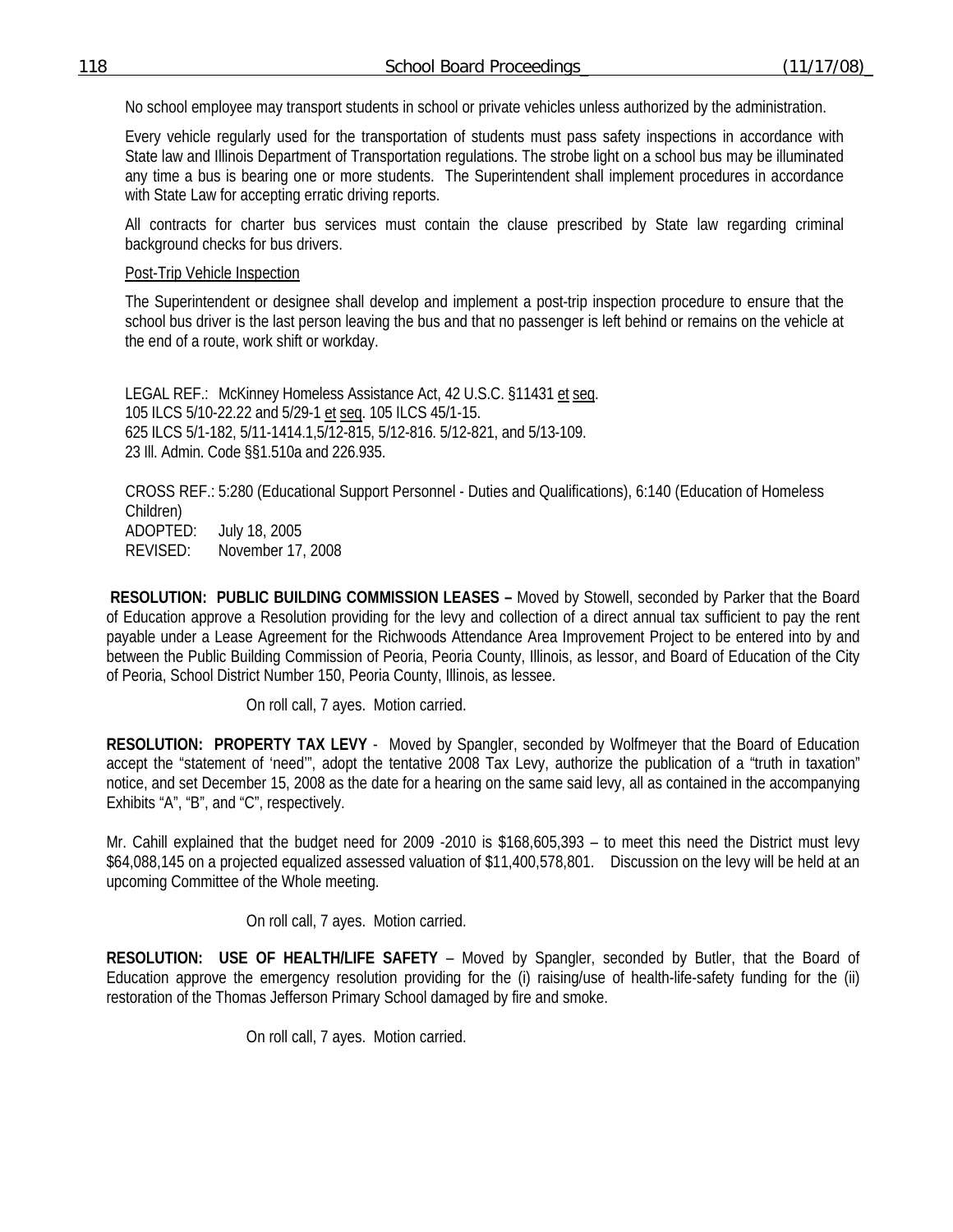No school employee may transport students in school or private vehicles unless authorized by the administration.

Every vehicle regularly used for the transportation of students must pass safety inspections in accordance with State law and Illinois Department of Transportation regulations. The strobe light on a school bus may be illuminated any time a bus is bearing one or more students. The Superintendent shall implement procedures in accordance with State Law for accepting erratic driving reports.

All contracts for charter bus services must contain the clause prescribed by State law regarding criminal background checks for bus drivers.

Post-Trip Vehicle Inspection

The Superintendent or designee shall develop and implement a post-trip inspection procedure to ensure that the school bus driver is the last person leaving the bus and that no passenger is left behind or remains on the vehicle at the end of a route, work shift or workday.

LEGAL REF.: McKinney Homeless Assistance Act, 42 U.S.C. §11431 et seq.
105 ILCS 5/10-22.22 and 5/29-1 et seq. 105 ILCS 45/1-15.
625 ILCS 5/1-182, 5/11-1414.1,5/12-815, 5/12-816. 5/12-821, and 5/13-109.
23 Ill. Admin. Code §§1.510a and 226.935.

CROSS REF.: 5:280 (Educational Support Personnel - Duties and Qualifications), 6:140 (Education of Homeless Children)
ADOPTED: July 18, 2005
REVISED: November 17, 2008

**RESOLUTION: PUBLIC BUILDING COMMISSION LEASES –** Moved by Stowell, seconded by Parker that the Board of Education approve a Resolution providing for the levy and collection of a direct annual tax sufficient to pay the rent payable under a Lease Agreement for the Richwoods Attendance Area Improvement Project to be entered into by and between the Public Building Commission of Peoria, Peoria County, Illinois, as lessor, and Board of Education of the City of Peoria, School District Number 150, Peoria County, Illinois, as lessee.

On roll call, 7 ayes. Motion carried.

**RESOLUTION: PROPERTY TAX LEVY** - Moved by Spangler, seconded by Wolfmeyer that the Board of Education accept the "statement of 'need'", adopt the tentative 2008 Tax Levy, authorize the publication of a "truth in taxation" notice, and set December 15, 2008 as the date for a hearing on the same said levy, all as contained in the accompanying Exhibits "A", "B", and "C", respectively.

Mr. Cahill explained that the budget need for 2009 -2010 is $168,605,393 – to meet this need the District must levy $64,088,145 on a projected equalized assessed valuation of $11,400,578,801. Discussion on the levy will be held at an upcoming Committee of the Whole meeting.

On roll call, 7 ayes. Motion carried.

**RESOLUTION: USE OF HEALTH/LIFE SAFETY** – Moved by Spangler, seconded by Butler, that the Board of Education approve the emergency resolution providing for the (i) raising/use of health-life-safety funding for the (ii) restoration of the Thomas Jefferson Primary School damaged by fire and smoke.

On roll call, 7 ayes. Motion carried.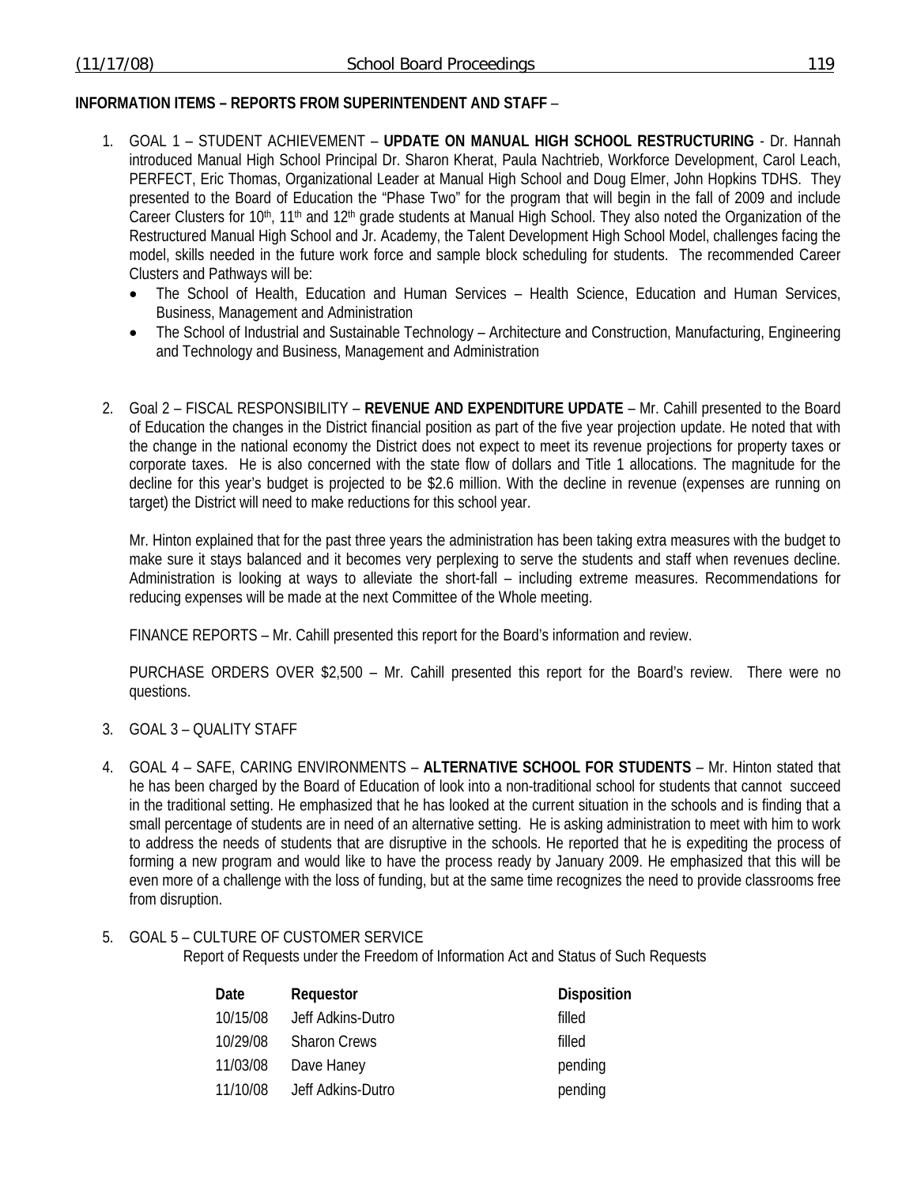**INFORMATION ITEMS – REPORTS FROM SUPERINTENDENT AND STAFF** –

1. GOAL 1 – STUDENT ACHIEVEMENT – **UPDATE ON MANUAL HIGH SCHOOL RESTRUCTURING** - Dr. Hannah introduced Manual High School Principal Dr. Sharon Kherat, Paula Nachtrieb, Workforce Development, Carol Leach, PERFECT, Eric Thomas, Organizational Leader at Manual High School and Doug Elmer, John Hopkins TDHS. They presented to the Board of Education the "Phase Two" for the program that will begin in the fall of 2009 and include Career Clusters for 10th, 11th and 12th grade students at Manual High School. They also noted the Organization of the Restructured Manual High School and Jr. Academy, the Talent Development High School Model, challenges facing the model, skills needed in the future work force and sample block scheduling for students. The recommended Career Clusters and Pathways will be:
   - The School of Health, Education and Human Services – Health Science, Education and Human Services, Business, Management and Administration
   - The School of Industrial and Sustainable Technology – Architecture and Construction, Manufacturing, Engineering and Technology and Business, Management and Administration

2. Goal 2 – FISCAL RESPONSIBILITY – **REVENUE AND EXPENDITURE UPDATE** – Mr. Cahill presented to the Board of Education the changes in the District financial position as part of the five year projection update. He noted that with the change in the national economy the District does not expect to meet its revenue projections for property taxes or corporate taxes. He is also concerned with the state flow of dollars and Title 1 allocations. The magnitude for the decline for this year's budget is projected to be $2.6 million. With the decline in revenue (expenses are running on target) the District will need to make reductions for this school year.

   Mr. Hinton explained that for the past three years the administration has been taking extra measures with the budget to make sure it stays balanced and it becomes very perplexing to serve the students and staff when revenues decline. Administration is looking at ways to alleviate the short-fall – including extreme measures. Recommendations for reducing expenses will be made at the next Committee of the Whole meeting.

   FINANCE REPORTS – Mr. Cahill presented this report for the Board's information and review.

   PURCHASE ORDERS OVER $2,500 – Mr. Cahill presented this report for the Board's review. There were no questions.

3. GOAL 3 – QUALITY STAFF

4. GOAL 4 – SAFE, CARING ENVIRONMENTS – **ALTERNATIVE SCHOOL FOR STUDENTS** – Mr. Hinton stated that he has been charged by the Board of Education of look into a non-traditional school for students that cannot succeed in the traditional setting. He emphasized that he has looked at the current situation in the schools and is finding that a small percentage of students are in need of an alternative setting. He is asking administration to meet with him to work to address the needs of students that are disruptive in the schools. He reported that he is expediting the process of forming a new program and would like to have the process ready by January 2009. He emphasized that this will be even more of a challenge with the loss of funding, but at the same time recognizes the need to provide classrooms free from disruption.

5. GOAL 5 – CULTURE OF CUSTOMER SERVICE

   Report of Requests under the Freedom of Information Act and Status of Such Requests

| Date | Requestor | Disposition |
|---|---|---|
| 10/15/08 | Jeff Adkins-Dutro | filled |
| 10/29/08 | Sharon Crews | filled |
| 11/03/08 | Dave Haney | pending |
| 11/10/08 | Jeff Adkins-Dutro | pending |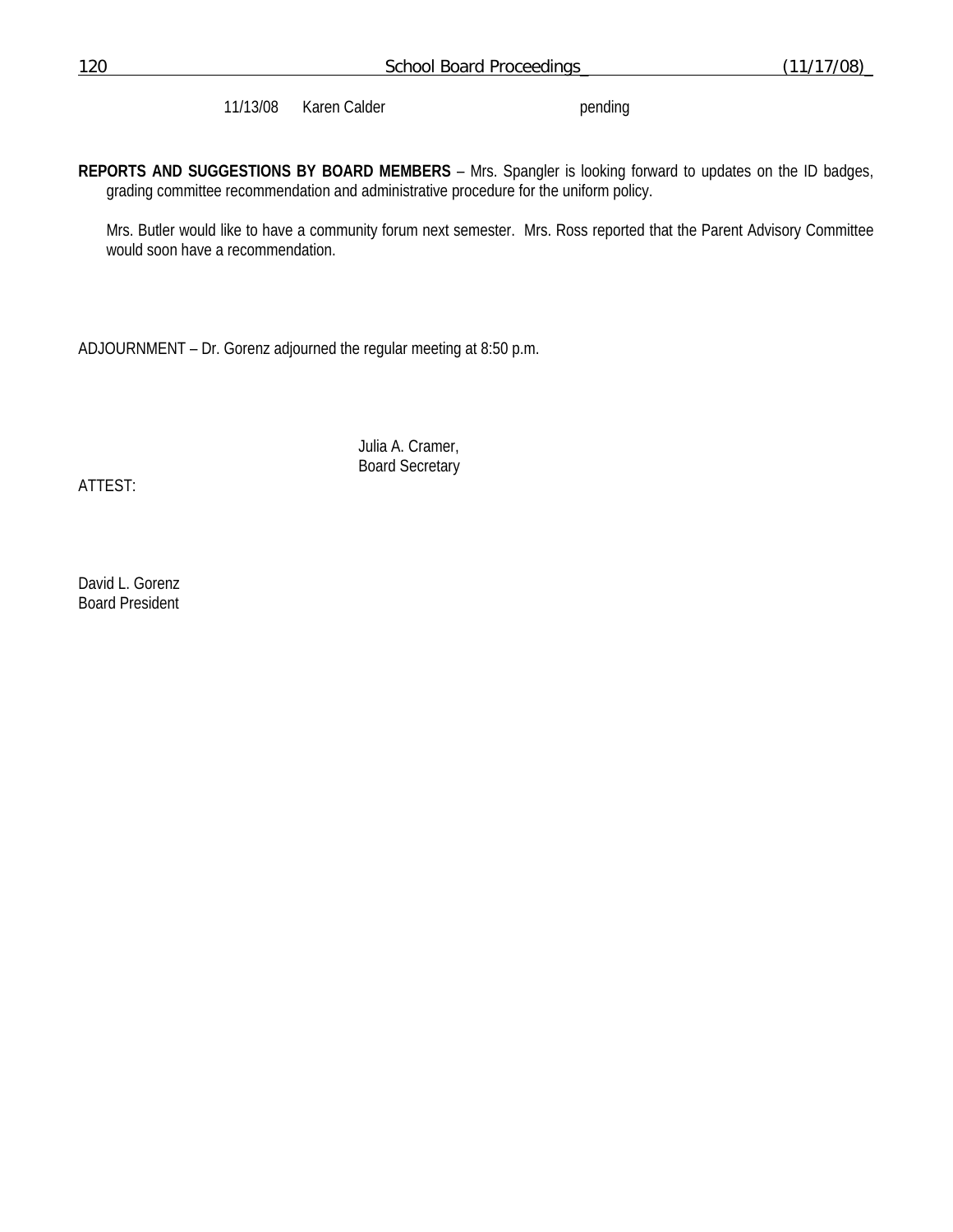11/13/08 Karen Calder pending

**REPORTS AND SUGGESTIONS BY BOARD MEMBERS** – Mrs. Spangler is looking forward to updates on the ID badges, grading committee recommendation and administrative procedure for the uniform policy.

Mrs. Butler would like to have a community forum next semester. Mrs. Ross reported that the Parent Advisory Committee would soon have a recommendation.

ADJOURNMENT – Dr. Gorenz adjourned the regular meeting at 8:50 p.m.

Julia A. Cramer,
Board Secretary

ATTEST:

David L. Gorenz
Board President